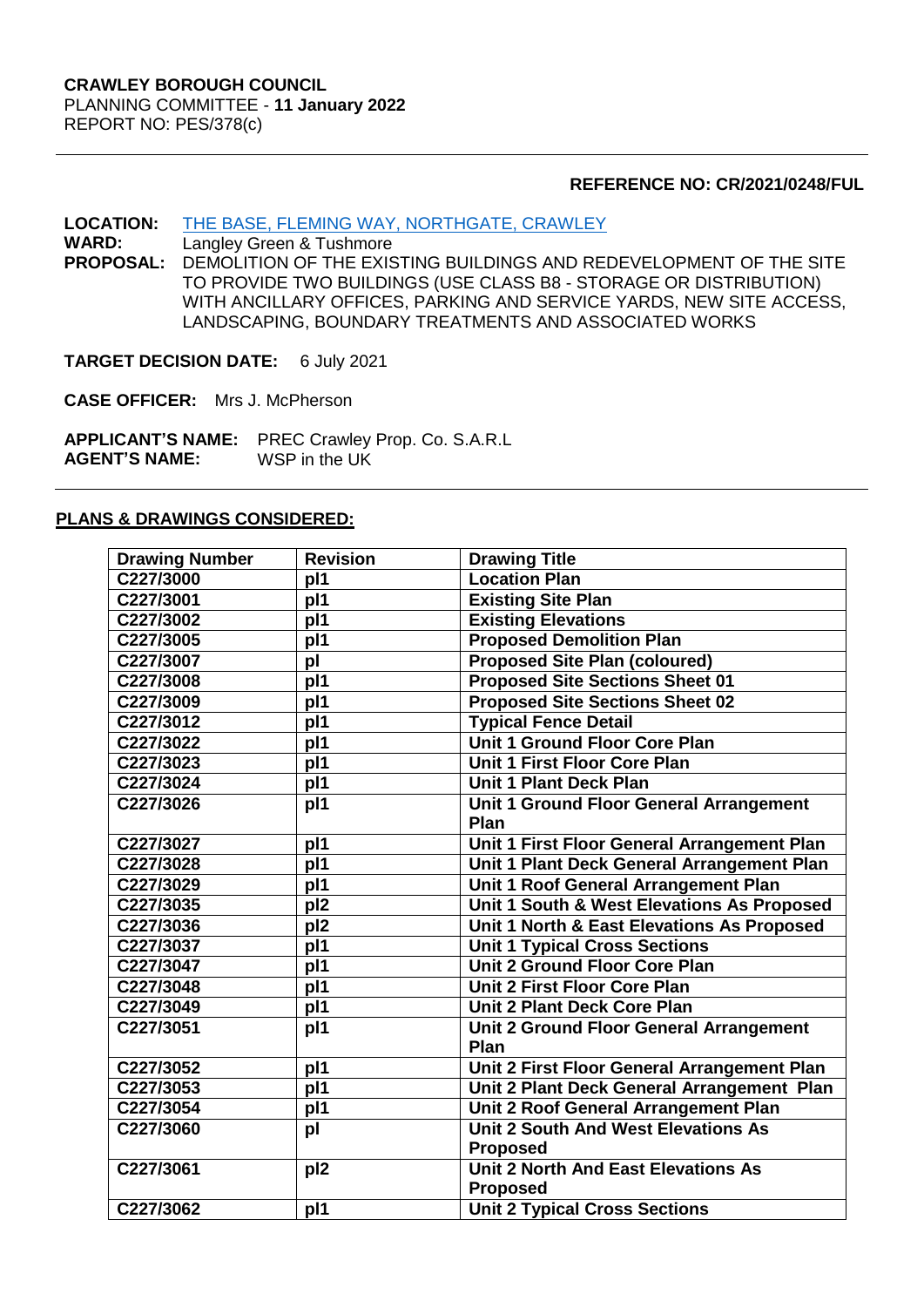**CRAWLEY BOROUGH COUNCIL**
PLANNING COMMITTEE - **11 January 2022**
REPORT NO: PES/378(c)

---

**REFERENCE NO: CR/2021/0248/FUL**

**LOCATION:** THE BASE, FLEMING WAY, NORTHGATE, CRAWLEY
**WARD:** Langley Green & Tushmore
**PROPOSAL:** DEMOLITION OF THE EXISTING BUILDINGS AND REDEVELOPMENT OF THE SITE TO PROVIDE TWO BUILDINGS (USE CLASS B8 - STORAGE OR DISTRIBUTION) WITH ANCILLARY OFFICES, PARKING AND SERVICE YARDS, NEW SITE ACCESS, LANDSCAPING, BOUNDARY TREATMENTS AND ASSOCIATED WORKS

**TARGET DECISION DATE:** 6 July 2021

**CASE OFFICER:** Mrs J. McPherson

**APPLICANT'S NAME:** PREC Crawley Prop. Co. S.A.R.L
**AGENT'S NAME:** WSP in the UK

---

## PLANS & DRAWINGS CONSIDERED:

| Drawing Number | Revision | Drawing Title |
|---|---|---|
| C227/3000 | pl1 | Location Plan |
| C227/3001 | pl1 | Existing Site Plan |
| C227/3002 | pl1 | Existing Elevations |
| C227/3005 | pl1 | Proposed Demolition Plan |
| C227/3007 | pl | Proposed Site Plan (coloured) |
| C227/3008 | pl1 | Proposed Site Sections Sheet 01 |
| C227/3009 | pl1 | Proposed Site Sections Sheet 02 |
| C227/3012 | pl1 | Typical Fence Detail |
| C227/3022 | pl1 | Unit 1 Ground Floor Core Plan |
| C227/3023 | pl1 | Unit 1 First Floor Core Plan |
| C227/3024 | pl1 | Unit 1 Plant Deck Plan |
| C227/3026 | pl1 | Unit 1 Ground Floor General Arrangement Plan |
| C227/3027 | pl1 | Unit 1 First Floor General Arrangement Plan |
| C227/3028 | pl1 | Unit 1 Plant Deck General Arrangement Plan |
| C227/3029 | pl1 | Unit 1 Roof General Arrangement Plan |
| C227/3035 | pl2 | Unit 1 South & West Elevations As Proposed |
| C227/3036 | pl2 | Unit 1 North & East Elevations As Proposed |
| C227/3037 | pl1 | Unit 1 Typical Cross Sections |
| C227/3047 | pl1 | Unit 2 Ground Floor Core Plan |
| C227/3048 | pl1 | Unit 2 First Floor Core Plan |
| C227/3049 | pl1 | Unit 2 Plant Deck Core Plan |
| C227/3051 | pl1 | Unit 2 Ground Floor General Arrangement Plan |
| C227/3052 | pl1 | Unit 2 First Floor General Arrangement Plan |
| C227/3053 | pl1 | Unit 2 Plant Deck General Arrangement Plan |
| C227/3054 | pl1 | Unit 2 Roof General Arrangement Plan |
| C227/3060 | pl | Unit 2 South And West Elevations As Proposed |
| C227/3061 | pl2 | Unit 2 North And East Elevations As Proposed |
| C227/3062 | pl1 | Unit 2 Typical Cross Sections |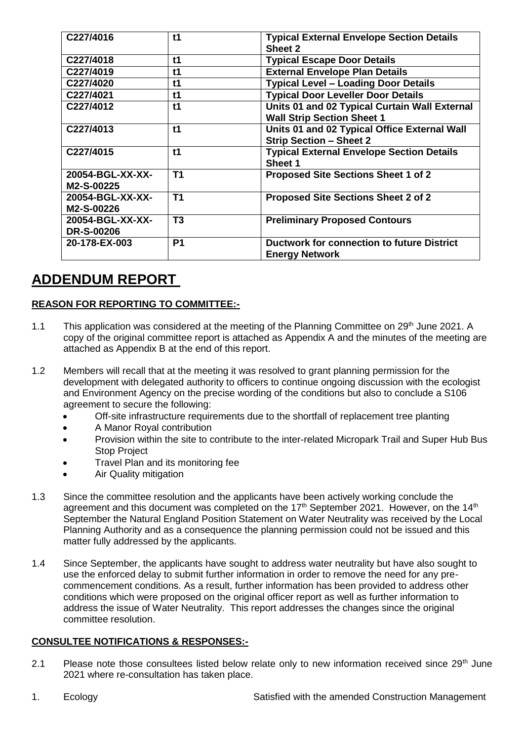| | | |
|---|---|---|
| C227/4016 | t1 | **Typical External Envelope Section Details Sheet 2** |
| C227/4018 | t1 | **Typical Escape Door Details** |
| C227/4019 | t1 | **External Envelope Plan Details** |
| C227/4020 | t1 | **Typical Level – Loading Door Details** |
| C227/4021 | t1 | **Typical Door Leveller Door Details** |
| C227/4012 | t1 | **Units 01 and 02 Typical Curtain Wall External Wall Strip Section Sheet 1** |
| C227/4013 | t1 | **Units 01 and 02 Typical Office External Wall Strip Section – Sheet 2** |
| C227/4015 | t1 | **Typical External Envelope Section Details Sheet 1** |
| 20054-BGL-XX-XX-M2-S-00225 | T1 | **Proposed Site Sections Sheet 1 of 2** |
| 20054-BGL-XX-XX-M2-S-00226 | T1 | **Proposed Site Sections Sheet 2 of 2** |
| 20054-BGL-XX-XX-DR-S-00206 | T3 | **Preliminary Proposed Contours** |
| 20-178-EX-003 | P1 | **Ductwork for connection to future District Energy Network** |

# ADDENDUM REPORT

**REASON FOR REPORTING TO COMMITTEE:-**

1.1 This application was considered at the meeting of the Planning Committee on 29th June 2021. A copy of the original committee report is attached as Appendix A and the minutes of the meeting are attached as Appendix B at the end of this report.

1.2 Members will recall that at the meeting it was resolved to grant planning permission for the development with delegated authority to officers to continue ongoing discussion with the ecologist and Environment Agency on the precise wording of the conditions but also to conclude a S106 agreement to secure the following:

- Off-site infrastructure requirements due to the shortfall of replacement tree planting
- A Manor Royal contribution
- Provision within the site to contribute to the inter-related Micropark Trail and Super Hub Bus Stop Project
- Travel Plan and its monitoring fee
- Air Quality mitigation

1.3 Since the committee resolution and the applicants have been actively working conclude the agreement and this document was completed on the 17th September 2021. However, on the 14th September the Natural England Position Statement on Water Neutrality was received by the Local Planning Authority and as a consequence the planning permission could not be issued and this matter fully addressed by the applicants.

1.4 Since September, the applicants have sought to address water neutrality but have also sought to use the enforced delay to submit further information in order to remove the need for any pre-commencement conditions. As a result, further information has been provided to address other conditions which were proposed on the original officer report as well as further information to address the issue of Water Neutrality. This report addresses the changes since the original committee resolution.

**CONSULTEE NOTIFICATIONS & RESPONSES:-**

2.1 Please note those consultees listed below relate only to new information received since 29th June 2021 where re-consultation has taken place.

1. Ecology — Satisfied with the amended Construction Management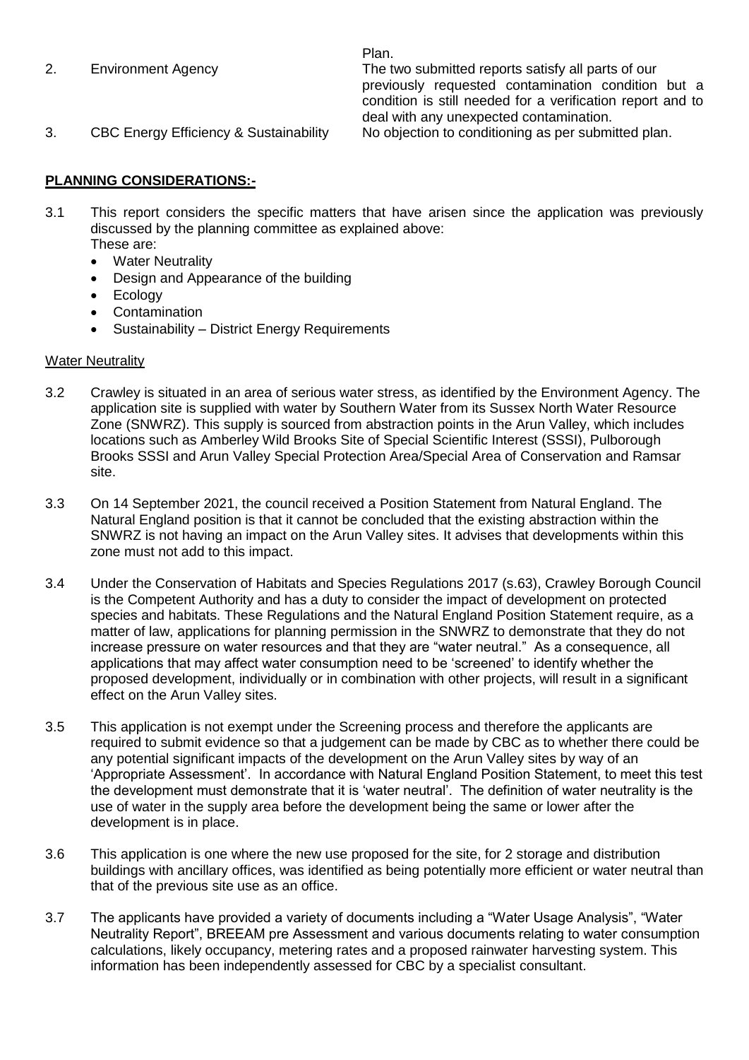| | | |
|---|---|---|
| | | Plan. |
| 2. | Environment Agency | The two submitted reports satisfy all parts of our previously requested contamination condition but a condition is still needed for a verification report and to deal with any unexpected contamination. |
| 3. | CBC Energy Efficiency & Sustainability | No objection to conditioning as per submitted plan. |

## **PLANNING CONSIDERATIONS:-**

3.1 This report considers the specific matters that have arisen since the application was previously discussed by the planning committee as explained above:
These are:

- Water Neutrality
- Design and Appearance of the building
- Ecology
- Contamination
- Sustainability – District Energy Requirements

### Water Neutrality

3.2 Crawley is situated in an area of serious water stress, as identified by the Environment Agency. The application site is supplied with water by Southern Water from its Sussex North Water Resource Zone (SNWRZ). This supply is sourced from abstraction points in the Arun Valley, which includes locations such as Amberley Wild Brooks Site of Special Scientific Interest (SSSI), Pulborough Brooks SSSI and Arun Valley Special Protection Area/Special Area of Conservation and Ramsar site.

3.3 On 14 September 2021, the council received a Position Statement from Natural England. The Natural England position is that it cannot be concluded that the existing abstraction within the SNWRZ is not having an impact on the Arun Valley sites. It advises that developments within this zone must not add to this impact.

3.4 Under the Conservation of Habitats and Species Regulations 2017 (s.63), Crawley Borough Council is the Competent Authority and has a duty to consider the impact of development on protected species and habitats. These Regulations and the Natural England Position Statement require, as a matter of law, applications for planning permission in the SNWRZ to demonstrate that they do not increase pressure on water resources and that they are "water neutral." As a consequence, all applications that may affect water consumption need to be 'screened' to identify whether the proposed development, individually or in combination with other projects, will result in a significant effect on the Arun Valley sites.

3.5 This application is not exempt under the Screening process and therefore the applicants are required to submit evidence so that a judgement can be made by CBC as to whether there could be any potential significant impacts of the development on the Arun Valley sites by way of an 'Appropriate Assessment'. In accordance with Natural England Position Statement, to meet this test the development must demonstrate that it is 'water neutral'. The definition of water neutrality is the use of water in the supply area before the development being the same or lower after the development is in place.

3.6 This application is one where the new use proposed for the site, for 2 storage and distribution buildings with ancillary offices, was identified as being potentially more efficient or water neutral than that of the previous site use as an office.

3.7 The applicants have provided a variety of documents including a "Water Usage Analysis", "Water Neutrality Report", BREEAM pre Assessment and various documents relating to water consumption calculations, likely occupancy, metering rates and a proposed rainwater harvesting system. This information has been independently assessed for CBC by a specialist consultant.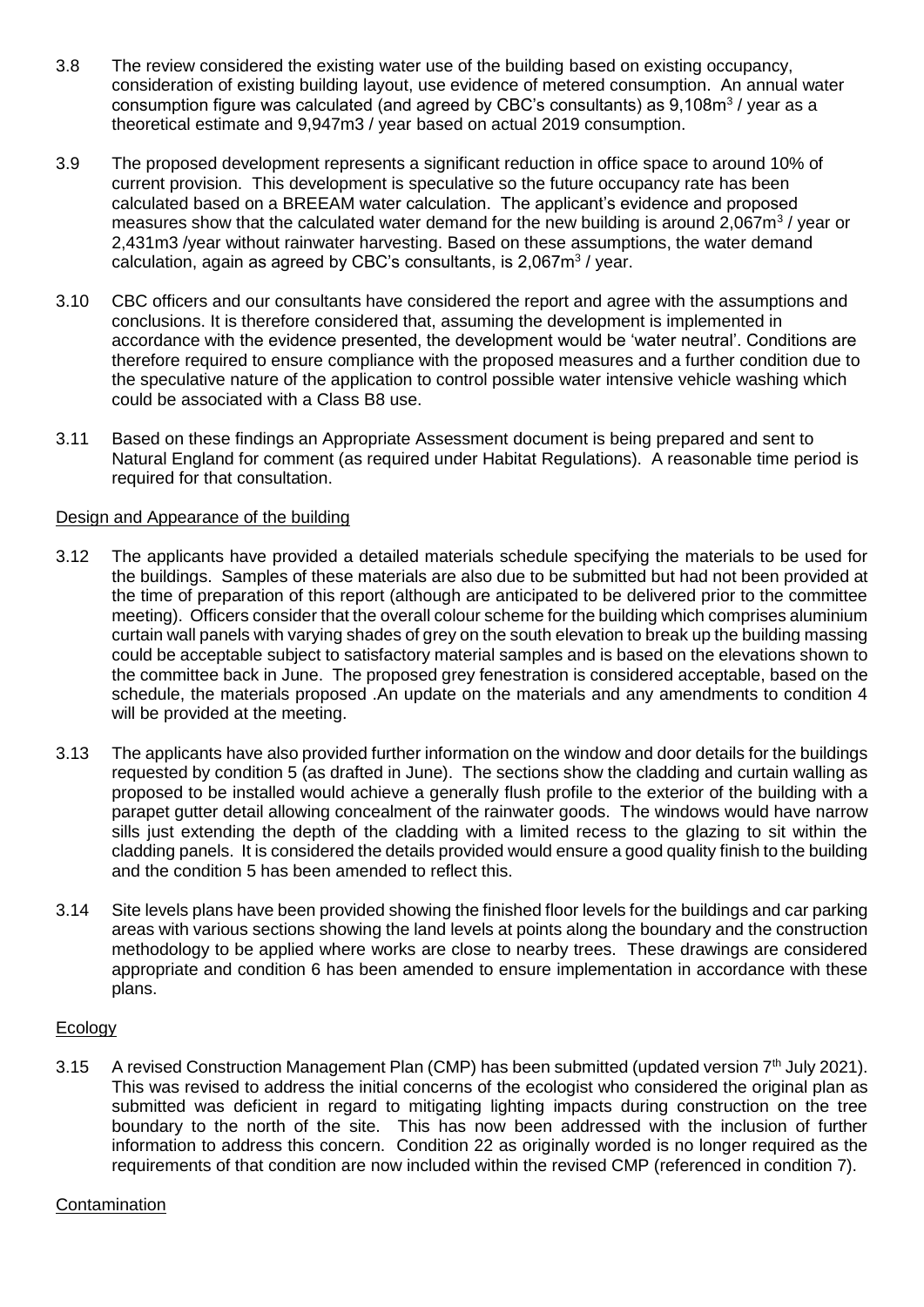3.8 The review considered the existing water use of the building based on existing occupancy, consideration of existing building layout, use evidence of metered consumption. An annual water consumption figure was calculated (and agreed by CBC's consultants) as 9,108$m^3$ / year as a theoretical estimate and 9,947m3 / year based on actual 2019 consumption.

3.9 The proposed development represents a significant reduction in office space to around 10% of current provision. This development is speculative so the future occupancy rate has been calculated based on a BREEAM water calculation. The applicant's evidence and proposed measures show that the calculated water demand for the new building is around 2,067$m^3$ / year or 2,431m3 /year without rainwater harvesting. Based on these assumptions, the water demand calculation, again as agreed by CBC's consultants, is 2,067$m^3$ / year.

3.10 CBC officers and our consultants have considered the report and agree with the assumptions and conclusions. It is therefore considered that, assuming the development is implemented in accordance with the evidence presented, the development would be 'water neutral'. Conditions are therefore required to ensure compliance with the proposed measures and a further condition due to the speculative nature of the application to control possible water intensive vehicle washing which could be associated with a Class B8 use.

3.11 Based on these findings an Appropriate Assessment document is being prepared and sent to Natural England for comment (as required under Habitat Regulations). A reasonable time period is required for that consultation.

Design and Appearance of the building

3.12 The applicants have provided a detailed materials schedule specifying the materials to be used for the buildings. Samples of these materials are also due to be submitted but had not been provided at the time of preparation of this report (although are anticipated to be delivered prior to the committee meeting). Officers consider that the overall colour scheme for the building which comprises aluminium curtain wall panels with varying shades of grey on the south elevation to break up the building massing could be acceptable subject to satisfactory material samples and is based on the elevations shown to the committee back in June. The proposed grey fenestration is considered acceptable, based on the schedule, the materials proposed .An update on the materials and any amendments to condition 4 will be provided at the meeting.

3.13 The applicants have also provided further information on the window and door details for the buildings requested by condition 5 (as drafted in June). The sections show the cladding and curtain walling as proposed to be installed would achieve a generally flush profile to the exterior of the building with a parapet gutter detail allowing concealment of the rainwater goods. The windows would have narrow sills just extending the depth of the cladding with a limited recess to the glazing to sit within the cladding panels. It is considered the details provided would ensure a good quality finish to the building and the condition 5 has been amended to reflect this.

3.14 Site levels plans have been provided showing the finished floor levels for the buildings and car parking areas with various sections showing the land levels at points along the boundary and the construction methodology to be applied where works are close to nearby trees. These drawings are considered appropriate and condition 6 has been amended to ensure implementation in accordance with these plans.

Ecology

3.15 A revised Construction Management Plan (CMP) has been submitted (updated version 7th July 2021). This was revised to address the initial concerns of the ecologist who considered the original plan as submitted was deficient in regard to mitigating lighting impacts during construction on the tree boundary to the north of the site. This has now been addressed with the inclusion of further information to address this concern. Condition 22 as originally worded is no longer required as the requirements of that condition are now included within the revised CMP (referenced in condition 7).

Contamination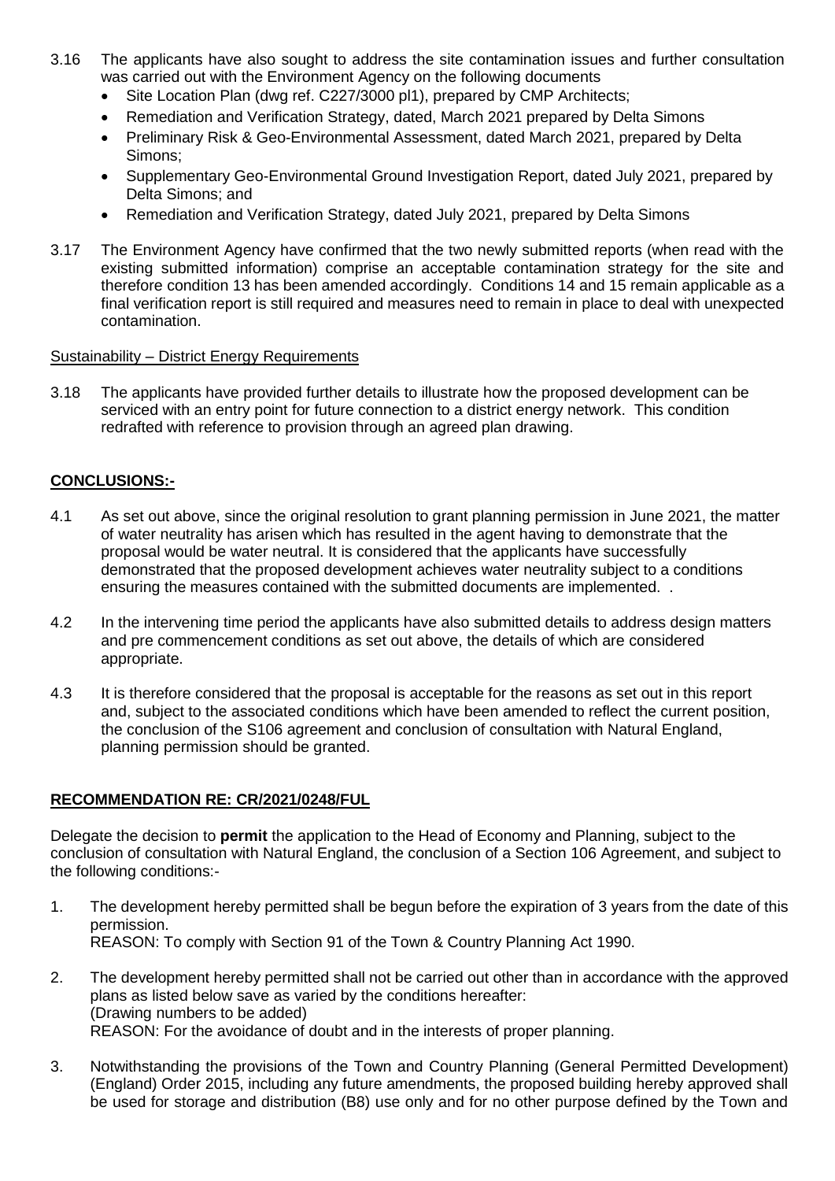3.16 The applicants have also sought to address the site contamination issues and further consultation was carried out with the Environment Agency on the following documents

- Site Location Plan (dwg ref. C227/3000 pl1), prepared by CMP Architects;
- Remediation and Verification Strategy, dated, March 2021 prepared by Delta Simons
- Preliminary Risk & Geo-Environmental Assessment, dated March 2021, prepared by Delta Simons;
- Supplementary Geo-Environmental Ground Investigation Report, dated July 2021, prepared by Delta Simons; and
- Remediation and Verification Strategy, dated July 2021, prepared by Delta Simons

3.17 The Environment Agency have confirmed that the two newly submitted reports (when read with the existing submitted information) comprise an acceptable contamination strategy for the site and therefore condition 13 has been amended accordingly. Conditions 14 and 15 remain applicable as a final verification report is still required and measures need to remain in place to deal with unexpected contamination.

Sustainability – District Energy Requirements

3.18 The applicants have provided further details to illustrate how the proposed development can be serviced with an entry point for future connection to a district energy network. This condition redrafted with reference to provision through an agreed plan drawing.

## CONCLUSIONS:-

4.1 As set out above, since the original resolution to grant planning permission in June 2021, the matter of water neutrality has arisen which has resulted in the agent having to demonstrate that the proposal would be water neutral. It is considered that the applicants have successfully demonstrated that the proposed development achieves water neutrality subject to a conditions ensuring the measures contained with the submitted documents are implemented. .

4.2 In the intervening time period the applicants have also submitted details to address design matters and pre commencement conditions as set out above, the details of which are considered appropriate.

4.3 It is therefore considered that the proposal is acceptable for the reasons as set out in this report and, subject to the associated conditions which have been amended to reflect the current position, the conclusion of the S106 agreement and conclusion of consultation with Natural England, planning permission should be granted.

## RECOMMENDATION RE: CR/2021/0248/FUL

Delegate the decision to **permit** the application to the Head of Economy and Planning, subject to the conclusion of consultation with Natural England, the conclusion of a Section 106 Agreement, and subject to the following conditions:-

1. The development hereby permitted shall be begun before the expiration of 3 years from the date of this permission.
   REASON: To comply with Section 91 of the Town & Country Planning Act 1990.

2. The development hereby permitted shall not be carried out other than in accordance with the approved plans as listed below save as varied by the conditions hereafter:
   (Drawing numbers to be added)
   REASON: For the avoidance of doubt and in the interests of proper planning.

3. Notwithstanding the provisions of the Town and Country Planning (General Permitted Development) (England) Order 2015, including any future amendments, the proposed building hereby approved shall be used for storage and distribution (B8) use only and for no other purpose defined by the Town and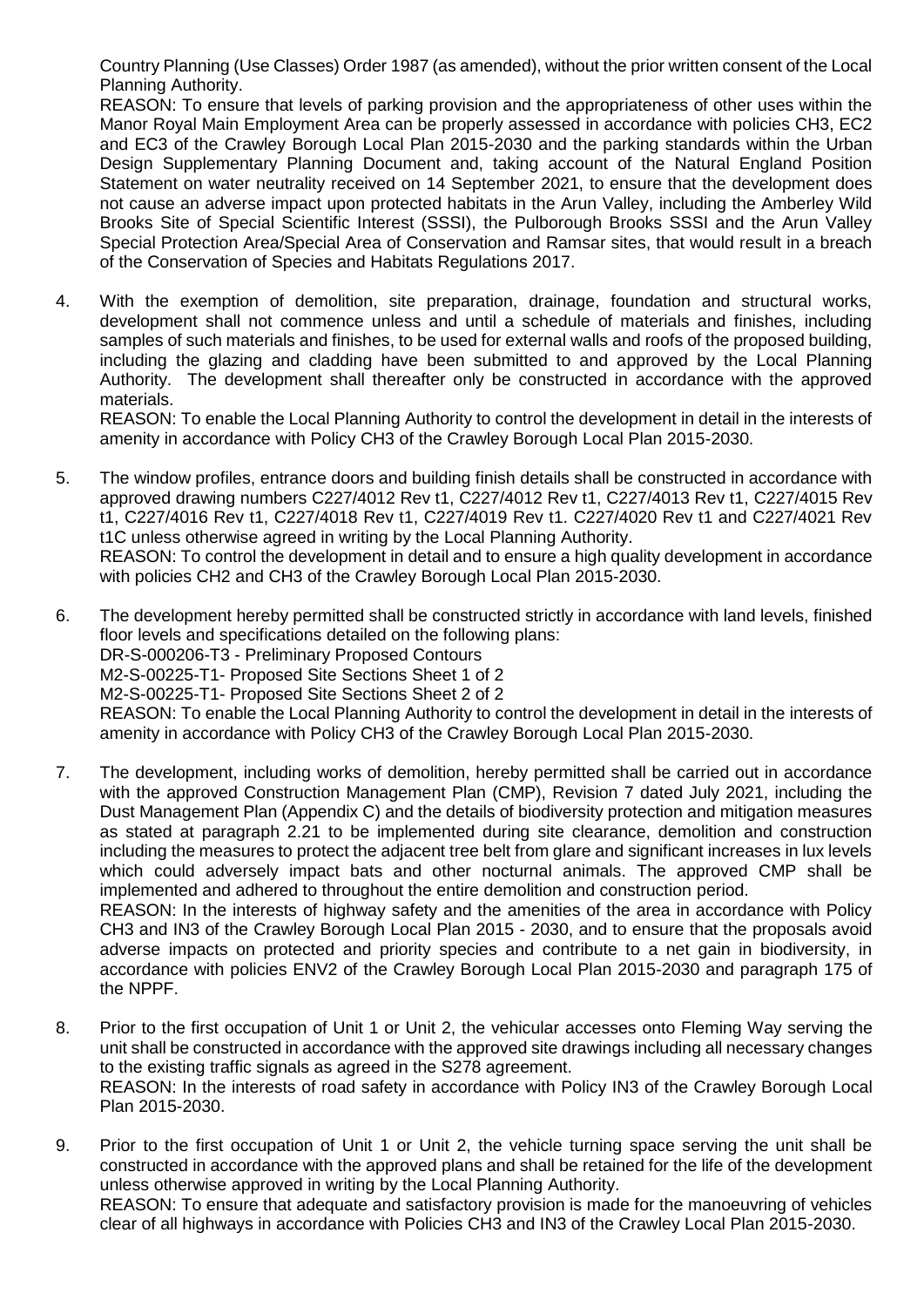Country Planning (Use Classes) Order 1987 (as amended), without the prior written consent of the Local Planning Authority.
REASON: To ensure that levels of parking provision and the appropriateness of other uses within the Manor Royal Main Employment Area can be properly assessed in accordance with policies CH3, EC2 and EC3 of the Crawley Borough Local Plan 2015-2030 and the parking standards within the Urban Design Supplementary Planning Document and, taking account of the Natural England Position Statement on water neutrality received on 14 September 2021, to ensure that the development does not cause an adverse impact upon protected habitats in the Arun Valley, including the Amberley Wild Brooks Site of Special Scientific Interest (SSSI), the Pulborough Brooks SSSI and the Arun Valley Special Protection Area/Special Area of Conservation and Ramsar sites, that would result in a breach of the Conservation of Species and Habitats Regulations 2017.

4. With the exemption of demolition, site preparation, drainage, foundation and structural works, development shall not commence unless and until a schedule of materials and finishes, including samples of such materials and finishes, to be used for external walls and roofs of the proposed building, including the glazing and cladding have been submitted to and approved by the Local Planning Authority. The development shall thereafter only be constructed in accordance with the approved materials.
REASON: To enable the Local Planning Authority to control the development in detail in the interests of amenity in accordance with Policy CH3 of the Crawley Borough Local Plan 2015-2030.

5. The window profiles, entrance doors and building finish details shall be constructed in accordance with approved drawing numbers C227/4012 Rev t1, C227/4012 Rev t1, C227/4013 Rev t1, C227/4015 Rev t1, C227/4016 Rev t1, C227/4018 Rev t1, C227/4019 Rev t1. C227/4020 Rev t1 and C227/4021 Rev t1C unless otherwise agreed in writing by the Local Planning Authority.
REASON: To control the development in detail and to ensure a high quality development in accordance with policies CH2 and CH3 of the Crawley Borough Local Plan 2015-2030.

6. The development hereby permitted shall be constructed strictly in accordance with land levels, finished floor levels and specifications detailed on the following plans:
DR-S-000206-T3 - Preliminary Proposed Contours
M2-S-00225-T1- Proposed Site Sections Sheet 1 of 2
M2-S-00225-T1- Proposed Site Sections Sheet 2 of 2
REASON: To enable the Local Planning Authority to control the development in detail in the interests of amenity in accordance with Policy CH3 of the Crawley Borough Local Plan 2015-2030.

7. The development, including works of demolition, hereby permitted shall be carried out in accordance with the approved Construction Management Plan (CMP), Revision 7 dated July 2021, including the Dust Management Plan (Appendix C) and the details of biodiversity protection and mitigation measures as stated at paragraph 2.21 to be implemented during site clearance, demolition and construction including the measures to protect the adjacent tree belt from glare and significant increases in lux levels which could adversely impact bats and other nocturnal animals. The approved CMP shall be implemented and adhered to throughout the entire demolition and construction period.
REASON: In the interests of highway safety and the amenities of the area in accordance with Policy CH3 and IN3 of the Crawley Borough Local Plan 2015 - 2030, and to ensure that the proposals avoid adverse impacts on protected and priority species and contribute to a net gain in biodiversity, in accordance with policies ENV2 of the Crawley Borough Local Plan 2015-2030 and paragraph 175 of the NPPF.

8. Prior to the first occupation of Unit 1 or Unit 2, the vehicular accesses onto Fleming Way serving the unit shall be constructed in accordance with the approved site drawings including all necessary changes to the existing traffic signals as agreed in the S278 agreement.
REASON: In the interests of road safety in accordance with Policy IN3 of the Crawley Borough Local Plan 2015-2030.

9. Prior to the first occupation of Unit 1 or Unit 2, the vehicle turning space serving the unit shall be constructed in accordance with the approved plans and shall be retained for the life of the development unless otherwise approved in writing by the Local Planning Authority.
REASON: To ensure that adequate and satisfactory provision is made for the manoeuvring of vehicles clear of all highways in accordance with Policies CH3 and IN3 of the Crawley Local Plan 2015-2030.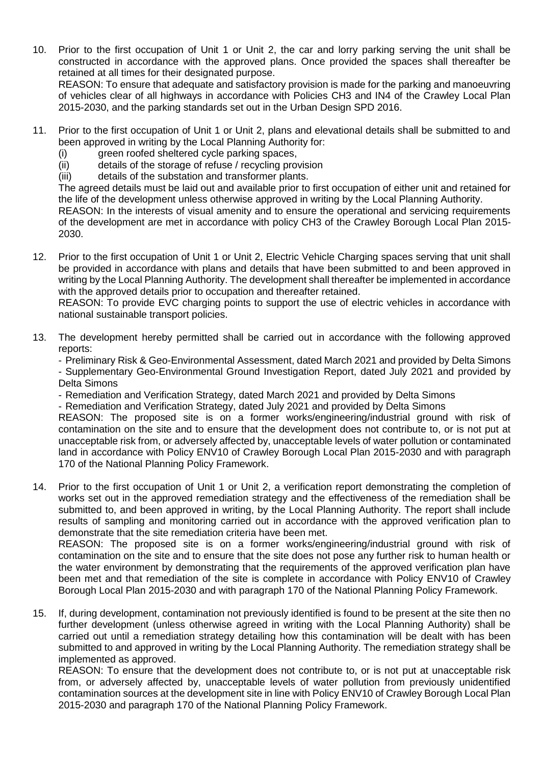10. Prior to the first occupation of Unit 1 or Unit 2, the car and lorry parking serving the unit shall be constructed in accordance with the approved plans. Once provided the spaces shall thereafter be retained at all times for their designated purpose.
REASON: To ensure that adequate and satisfactory provision is made for the parking and manoeuvring of vehicles clear of all highways in accordance with Policies CH3 and IN4 of the Crawley Local Plan 2015-2030, and the parking standards set out in the Urban Design SPD 2016.

11. Prior to the first occupation of Unit 1 or Unit 2, plans and elevational details shall be submitted to and been approved in writing by the Local Planning Authority for:
    (i) green roofed sheltered cycle parking spaces,
    (ii) details of the storage of refuse / recycling provision
    (iii) details of the substation and transformer plants.

    The agreed details must be laid out and available prior to first occupation of either unit and retained for the life of the development unless otherwise approved in writing by the Local Planning Authority.
    REASON: In the interests of visual amenity and to ensure the operational and servicing requirements of the development are met in accordance with policy CH3 of the Crawley Borough Local Plan 2015-2030.

12. Prior to the first occupation of Unit 1 or Unit 2, Electric Vehicle Charging spaces serving that unit shall be provided in accordance with plans and details that have been submitted to and been approved in writing by the Local Planning Authority. The development shall thereafter be implemented in accordance with the approved details prior to occupation and thereafter retained.
REASON: To provide EVC charging points to support the use of electric vehicles in accordance with national sustainable transport policies.

13. The development hereby permitted shall be carried out in accordance with the following approved reports:
    - Preliminary Risk & Geo-Environmental Assessment, dated March 2021 and provided by Delta Simons
    - Supplementary Geo-Environmental Ground Investigation Report, dated July 2021 and provided by Delta Simons
    - Remediation and Verification Strategy, dated March 2021 and provided by Delta Simons
    - Remediation and Verification Strategy, dated July 2021 and provided by Delta Simons

    REASON: The proposed site is on a former works/engineering/industrial ground with risk of contamination on the site and to ensure that the development does not contribute to, or is not put at unacceptable risk from, or adversely affected by, unacceptable levels of water pollution or contaminated land in accordance with Policy ENV10 of Crawley Borough Local Plan 2015-2030 and with paragraph 170 of the National Planning Policy Framework.

14. Prior to the first occupation of Unit 1 or Unit 2, a verification report demonstrating the completion of works set out in the approved remediation strategy and the effectiveness of the remediation shall be submitted to, and been approved in writing, by the Local Planning Authority. The report shall include results of sampling and monitoring carried out in accordance with the approved verification plan to demonstrate that the site remediation criteria have been met.
REASON: The proposed site is on a former works/engineering/industrial ground with risk of contamination on the site and to ensure that the site does not pose any further risk to human health or the water environment by demonstrating that the requirements of the approved verification plan have been met and that remediation of the site is complete in accordance with Policy ENV10 of Crawley Borough Local Plan 2015-2030 and with paragraph 170 of the National Planning Policy Framework.

15. If, during development, contamination not previously identified is found to be present at the site then no further development (unless otherwise agreed in writing with the Local Planning Authority) shall be carried out until a remediation strategy detailing how this contamination will be dealt with has been submitted to and approved in writing by the Local Planning Authority. The remediation strategy shall be implemented as approved.
REASON: To ensure that the development does not contribute to, or is not put at unacceptable risk from, or adversely affected by, unacceptable levels of water pollution from previously unidentified contamination sources at the development site in line with Policy ENV10 of Crawley Borough Local Plan 2015-2030 and paragraph 170 of the National Planning Policy Framework.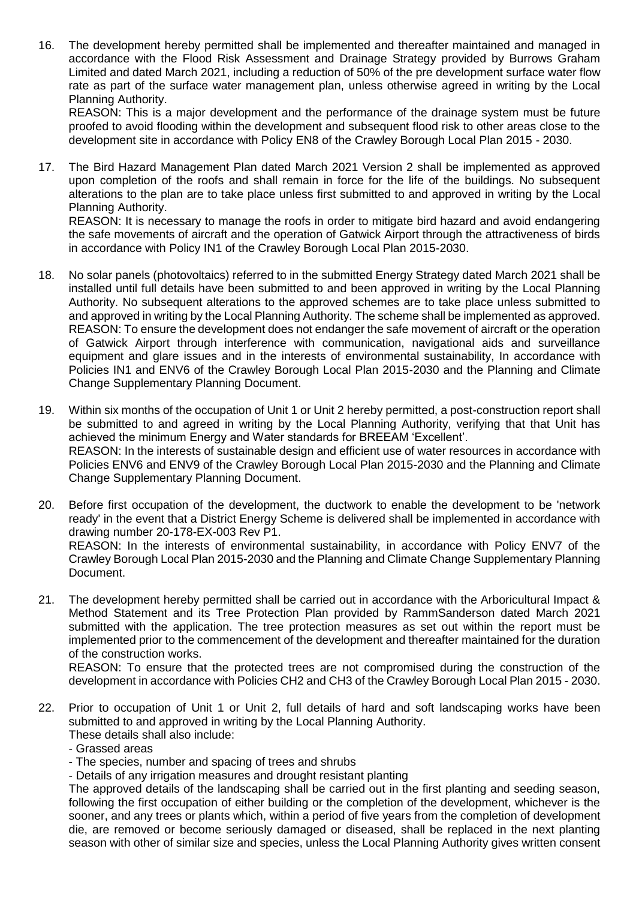16. The development hereby permitted shall be implemented and thereafter maintained and managed in accordance with the Flood Risk Assessment and Drainage Strategy provided by Burrows Graham Limited and dated March 2021, including a reduction of 50% of the pre development surface water flow rate as part of the surface water management plan, unless otherwise agreed in writing by the Local Planning Authority.
REASON: This is a major development and the performance of the drainage system must be future proofed to avoid flooding within the development and subsequent flood risk to other areas close to the development site in accordance with Policy EN8 of the Crawley Borough Local Plan 2015 - 2030.

17. The Bird Hazard Management Plan dated March 2021 Version 2 shall be implemented as approved upon completion of the roofs and shall remain in force for the life of the buildings. No subsequent alterations to the plan are to take place unless first submitted to and approved in writing by the Local Planning Authority.
REASON: It is necessary to manage the roofs in order to mitigate bird hazard and avoid endangering the safe movements of aircraft and the operation of Gatwick Airport through the attractiveness of birds in accordance with Policy IN1 of the Crawley Borough Local Plan 2015-2030.

18. No solar panels (photovoltaics) referred to in the submitted Energy Strategy dated March 2021 shall be installed until full details have been submitted to and been approved in writing by the Local Planning Authority. No subsequent alterations to the approved schemes are to take place unless submitted to and approved in writing by the Local Planning Authority. The scheme shall be implemented as approved.
REASON: To ensure the development does not endanger the safe movement of aircraft or the operation of Gatwick Airport through interference with communication, navigational aids and surveillance equipment and glare issues and in the interests of environmental sustainability, In accordance with Policies IN1 and ENV6 of the Crawley Borough Local Plan 2015-2030 and the Planning and Climate Change Supplementary Planning Document.

19. Within six months of the occupation of Unit 1 or Unit 2 hereby permitted, a post-construction report shall be submitted to and agreed in writing by the Local Planning Authority, verifying that that Unit has achieved the minimum Energy and Water standards for BREEAM 'Excellent'.
REASON: In the interests of sustainable design and efficient use of water resources in accordance with Policies ENV6 and ENV9 of the Crawley Borough Local Plan 2015-2030 and the Planning and Climate Change Supplementary Planning Document.

20. Before first occupation of the development, the ductwork to enable the development to be 'network ready' in the event that a District Energy Scheme is delivered shall be implemented in accordance with drawing number 20-178-EX-003 Rev P1.
REASON: In the interests of environmental sustainability, in accordance with Policy ENV7 of the Crawley Borough Local Plan 2015-2030 and the Planning and Climate Change Supplementary Planning Document.

21. The development hereby permitted shall be carried out in accordance with the Arboricultural Impact & Method Statement and its Tree Protection Plan provided by RammSanderson dated March 2021 submitted with the application. The tree protection measures as set out within the report must be implemented prior to the commencement of the development and thereafter maintained for the duration of the construction works.
REASON: To ensure that the protected trees are not compromised during the construction of the development in accordance with Policies CH2 and CH3 of the Crawley Borough Local Plan 2015 - 2030.

22. Prior to occupation of Unit 1 or Unit 2, full details of hard and soft landscaping works have been submitted to and approved in writing by the Local Planning Authority.
These details shall also include:
    - Grassed areas
    - The species, number and spacing of trees and shrubs
    - Details of any irrigation measures and drought resistant planting

    The approved details of the landscaping shall be carried out in the first planting and seeding season, following the first occupation of either building or the completion of the development, whichever is the sooner, and any trees or plants which, within a period of five years from the completion of development die, are removed or become seriously damaged or diseased, shall be replaced in the next planting season with other of similar size and species, unless the Local Planning Authority gives written consent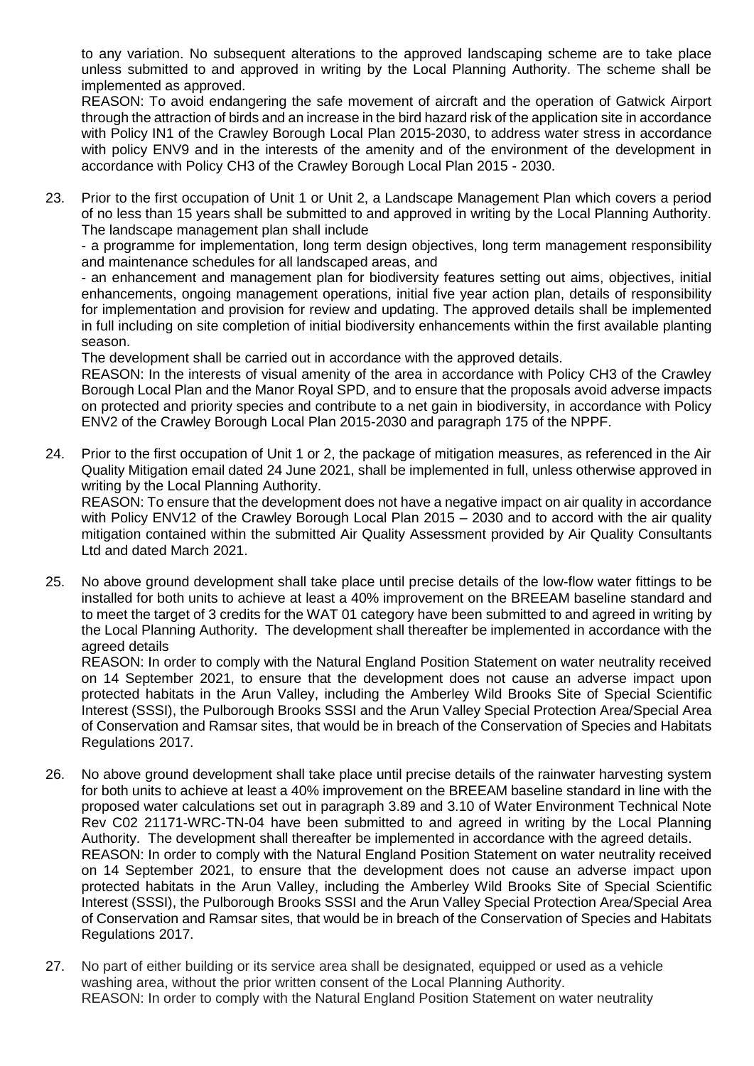to any variation. No subsequent alterations to the approved landscaping scheme are to take place unless submitted to and approved in writing by the Local Planning Authority. The scheme shall be implemented as approved.

REASON: To avoid endangering the safe movement of aircraft and the operation of Gatwick Airport through the attraction of birds and an increase in the bird hazard risk of the application site in accordance with Policy IN1 of the Crawley Borough Local Plan 2015-2030, to address water stress in accordance with policy ENV9 and in the interests of the amenity and of the environment of the development in accordance with Policy CH3 of the Crawley Borough Local Plan 2015 - 2030.

23. Prior to the first occupation of Unit 1 or Unit 2, a Landscape Management Plan which covers a period of no less than 15 years shall be submitted to and approved in writing by the Local Planning Authority. The landscape management plan shall include

    - a programme for implementation, long term design objectives, long term management responsibility and maintenance schedules for all landscaped areas, and
    - an enhancement and management plan for biodiversity features setting out aims, objectives, initial enhancements, ongoing management operations, initial five year action plan, details of responsibility for implementation and provision for review and updating. The approved details shall be implemented in full including on site completion of initial biodiversity enhancements within the first available planting season.

    The development shall be carried out in accordance with the approved details.

    REASON: In the interests of visual amenity of the area in accordance with Policy CH3 of the Crawley Borough Local Plan and the Manor Royal SPD, and to ensure that the proposals avoid adverse impacts on protected and priority species and contribute to a net gain in biodiversity, in accordance with Policy ENV2 of the Crawley Borough Local Plan 2015-2030 and paragraph 175 of the NPPF.

24. Prior to the first occupation of Unit 1 or 2, the package of mitigation measures, as referenced in the Air Quality Mitigation email dated 24 June 2021, shall be implemented in full, unless otherwise approved in writing by the Local Planning Authority.

    REASON: To ensure that the development does not have a negative impact on air quality in accordance with Policy ENV12 of the Crawley Borough Local Plan 2015 – 2030 and to accord with the air quality mitigation contained within the submitted Air Quality Assessment provided by Air Quality Consultants Ltd and dated March 2021.

25. No above ground development shall take place until precise details of the low-flow water fittings to be installed for both units to achieve at least a 40% improvement on the BREEAM baseline standard and to meet the target of 3 credits for the WAT 01 category have been submitted to and agreed in writing by the Local Planning Authority. The development shall thereafter be implemented in accordance with the agreed details

    REASON: In order to comply with the Natural England Position Statement on water neutrality received on 14 September 2021, to ensure that the development does not cause an adverse impact upon protected habitats in the Arun Valley, including the Amberley Wild Brooks Site of Special Scientific Interest (SSSI), the Pulborough Brooks SSSI and the Arun Valley Special Protection Area/Special Area of Conservation and Ramsar sites, that would be in breach of the Conservation of Species and Habitats Regulations 2017.

26. No above ground development shall take place until precise details of the rainwater harvesting system for both units to achieve at least a 40% improvement on the BREEAM baseline standard in line with the proposed water calculations set out in paragraph 3.89 and 3.10 of Water Environment Technical Note Rev C02 21171-WRC-TN-04 have been submitted to and agreed in writing by the Local Planning Authority. The development shall thereafter be implemented in accordance with the agreed details.

    REASON: In order to comply with the Natural England Position Statement on water neutrality received on 14 September 2021, to ensure that the development does not cause an adverse impact upon protected habitats in the Arun Valley, including the Amberley Wild Brooks Site of Special Scientific Interest (SSSI), the Pulborough Brooks SSSI and the Arun Valley Special Protection Area/Special Area of Conservation and Ramsar sites, that would be in breach of the Conservation of Species and Habitats Regulations 2017.

27. No part of either building or its service area shall be designated, equipped or used as a vehicle washing area, without the prior written consent of the Local Planning Authority.

    REASON: In order to comply with the Natural England Position Statement on water neutrality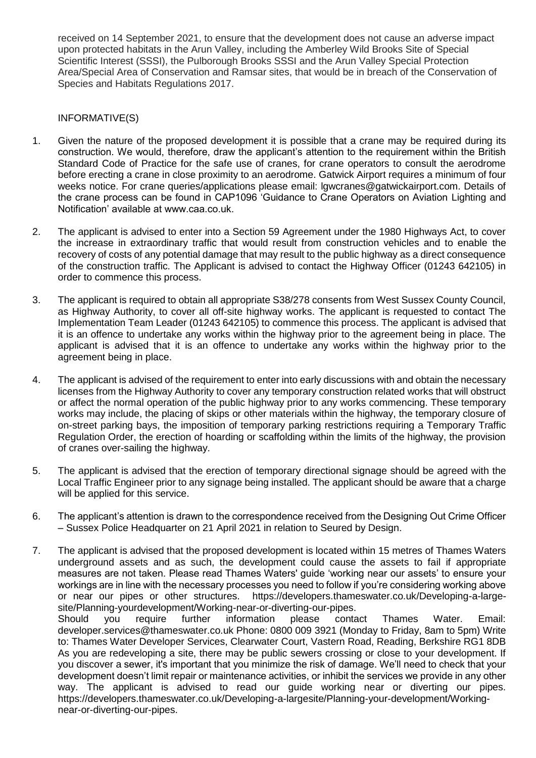received on 14 September 2021, to ensure that the development does not cause an adverse impact upon protected habitats in the Arun Valley, including the Amberley Wild Brooks Site of Special Scientific Interest (SSSI), the Pulborough Brooks SSSI and the Arun Valley Special Protection Area/Special Area of Conservation and Ramsar sites, that would be in breach of the Conservation of Species and Habitats Regulations 2017.

INFORMATIVE(S)

1. Given the nature of the proposed development it is possible that a crane may be required during its construction. We would, therefore, draw the applicant's attention to the requirement within the British Standard Code of Practice for the safe use of cranes, for crane operators to consult the aerodrome before erecting a crane in close proximity to an aerodrome. Gatwick Airport requires a minimum of four weeks notice. For crane queries/applications please email: lgwcranes@gatwickairport.com. Details of the crane process can be found in CAP1096 'Guidance to Crane Operators on Aviation Lighting and Notification' available at www.caa.co.uk.

2. The applicant is advised to enter into a Section 59 Agreement under the 1980 Highways Act, to cover the increase in extraordinary traffic that would result from construction vehicles and to enable the recovery of costs of any potential damage that may result to the public highway as a direct consequence of the construction traffic. The Applicant is advised to contact the Highway Officer (01243 642105) in order to commence this process.

3. The applicant is required to obtain all appropriate S38/278 consents from West Sussex County Council, as Highway Authority, to cover all off-site highway works. The applicant is requested to contact The Implementation Team Leader (01243 642105) to commence this process. The applicant is advised that it is an offence to undertake any works within the highway prior to the agreement being in place. The applicant is advised that it is an offence to undertake any works within the highway prior to the agreement being in place.

4. The applicant is advised of the requirement to enter into early discussions with and obtain the necessary licenses from the Highway Authority to cover any temporary construction related works that will obstruct or affect the normal operation of the public highway prior to any works commencing. These temporary works may include, the placing of skips or other materials within the highway, the temporary closure of on-street parking bays, the imposition of temporary parking restrictions requiring a Temporary Traffic Regulation Order, the erection of hoarding or scaffolding within the limits of the highway, the provision of cranes over-sailing the highway.

5. The applicant is advised that the erection of temporary directional signage should be agreed with the Local Traffic Engineer prior to any signage being installed. The applicant should be aware that a charge will be applied for this service.

6. The applicant's attention is drawn to the correspondence received from the Designing Out Crime Officer – Sussex Police Headquarter on 21 April 2021 in relation to Seured by Design.

7. The applicant is advised that the proposed development is located within 15 metres of Thames Waters underground assets and as such, the development could cause the assets to fail if appropriate measures are not taken. Please read Thames Waters' guide 'working near our assets' to ensure your workings are in line with the necessary processes you need to follow if you're considering working above or near our pipes or other structures. https://developers.thameswater.co.uk/Developing-a-large-site/Planning-yourdevelopment/Working-near-or-diverting-our-pipes.
   Should you require further information please contact Thames Water. Email: developer.services@thameswater.co.uk Phone: 0800 009 3921 (Monday to Friday, 8am to 5pm) Write to: Thames Water Developer Services, Clearwater Court, Vastern Road, Reading, Berkshire RG1 8DB As you are redeveloping a site, there may be public sewers crossing or close to your development. If you discover a sewer, it's important that you minimize the risk of damage. We'll need to check that your development doesn't limit repair or maintenance activities, or inhibit the services we provide in any other way. The applicant is advised to read our guide working near or diverting our pipes. https://developers.thameswater.co.uk/Developing-a-largesite/Planning-your-development/Working-near-or-diverting-our-pipes.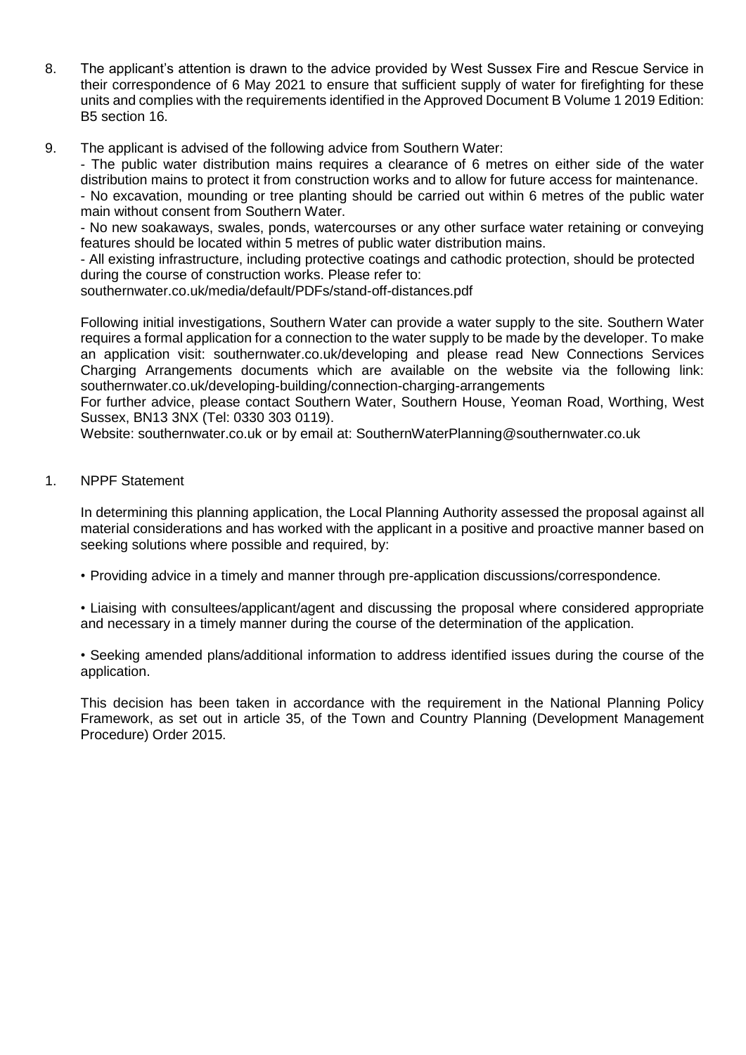8. The applicant's attention is drawn to the advice provided by West Sussex Fire and Rescue Service in their correspondence of 6 May 2021 to ensure that sufficient supply of water for firefighting for these units and complies with the requirements identified in the Approved Document B Volume 1 2019 Edition: B5 section 16.

9. The applicant is advised of the following advice from Southern Water:

   - The public water distribution mains requires a clearance of 6 metres on either side of the water distribution mains to protect it from construction works and to allow for future access for maintenance.
   - No excavation, mounding or tree planting should be carried out within 6 metres of the public water main without consent from Southern Water.
   - No new soakaways, swales, ponds, watercourses or any other surface water retaining or conveying features should be located within 5 metres of public water distribution mains.
   - All existing infrastructure, including protective coatings and cathodic protection, should be protected during the course of construction works. Please refer to: southernwater.co.uk/media/default/PDFs/stand-off-distances.pdf

   Following initial investigations, Southern Water can provide a water supply to the site. Southern Water requires a formal application for a connection to the water supply to be made by the developer. To make an application visit: southernwater.co.uk/developing and please read New Connections Services Charging Arrangements documents which are available on the website via the following link: southernwater.co.uk/developing-building/connection-charging-arrangements
   For further advice, please contact Southern Water, Southern House, Yeoman Road, Worthing, West Sussex, BN13 3NX (Tel: 0330 303 0119).
   Website: southernwater.co.uk or by email at: SouthernWaterPlanning@southernwater.co.uk

1. NPPF Statement

   In determining this planning application, the Local Planning Authority assessed the proposal against all material considerations and has worked with the applicant in a positive and proactive manner based on seeking solutions where possible and required, by:

   • Providing advice in a timely and manner through pre-application discussions/correspondence.

   • Liaising with consultees/applicant/agent and discussing the proposal where considered appropriate and necessary in a timely manner during the course of the determination of the application.

   • Seeking amended plans/additional information to address identified issues during the course of the application.

   This decision has been taken in accordance with the requirement in the National Planning Policy Framework, as set out in article 35, of the Town and Country Planning (Development Management Procedure) Order 2015.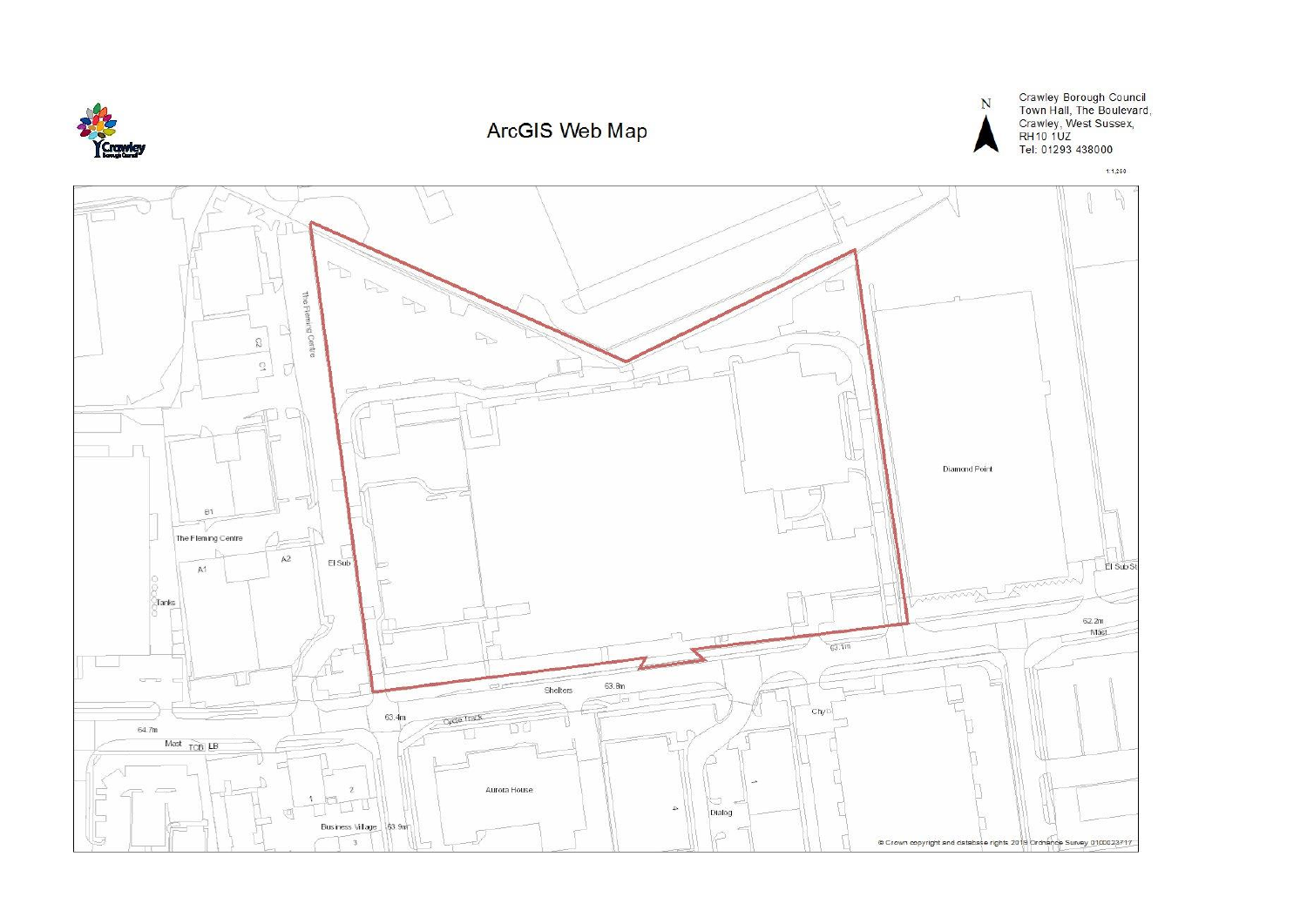# ArcGIS Web Map

Crawley Borough Council
Town Hall, The Boulevard,
Crawley, West Sussex,
RH10 1UZ
Tel: 01293 438000

1:1,250

N

The Fleming Centre

C2

C1

B1

The Fleming Centre

A1

A2

El Sub

Tanks

Diamond Point

El Sub Sta

62.2m

Mast

63.1m

Shelters

63.8m

63.4m

Cycle Track

Chy

64.7m

Mast

TCB

LB

Aurora House

4

1

Dialog

1

2

Business Village

63.9m

3

© Crown copyright and database rights 2019 Ordnance Survey 0100023717